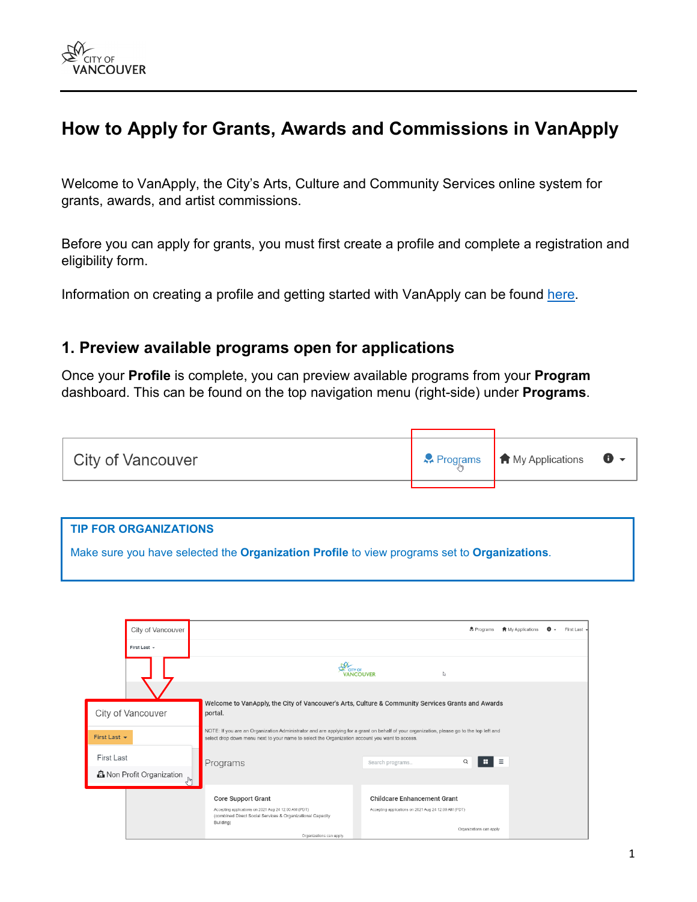# How to Apply for Grants, Awards and Commissions in VanApply

Welcome to VanApply, the City's Arts, Culture and Community Services online system for grants, awards, and artist commissions.

Before you can apply for grants, you must first create a profile and complete a registration and eligibility form.

Information on creating a profile and getting started with VanApply can be found here.

## 1. Preview available programs open for applications

Once your **Profile** is complete, you can preview available programs from your **Program** dashboard. This can be found on the top navigation menu (right-side) under **Programs**.

**TIP FOR ORGANIZATIONS**

Make sure you have selected the **Organization Profile** to view programs set to **Organizations**.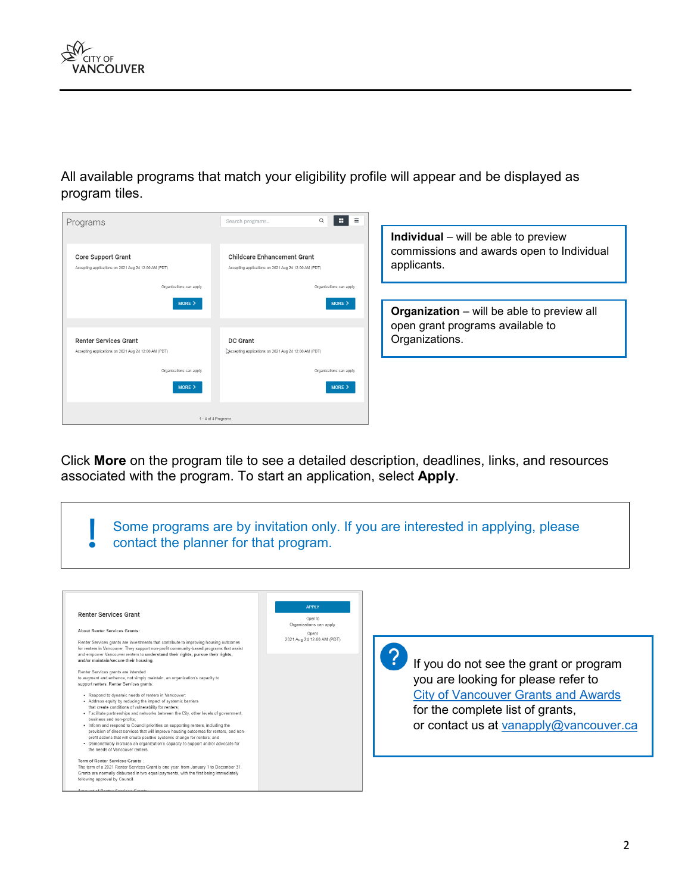All available programs that match your eligibility profile will appear and be displayed as program tiles.

**Individual** – will be able to preview commissions and awards open to Individual applicants.

**Organization** – will be able to preview all open grant programs available to Organizations.

Click **More** on the program tile to see a detailed description, deadlines, links, and resources associated with the program. To start an application, select **Apply**.

> **!** Some programs are by invitation only. If you are interested in applying, please contact the planner for that program.

> **?** If you do not see the grant or program you are looking for please refer to [City of Vancouver Grants and Awards](#) for the complete list of grants, or contact us at [vanapply@vancouver.ca](mailto:vanapply@vancouver.ca)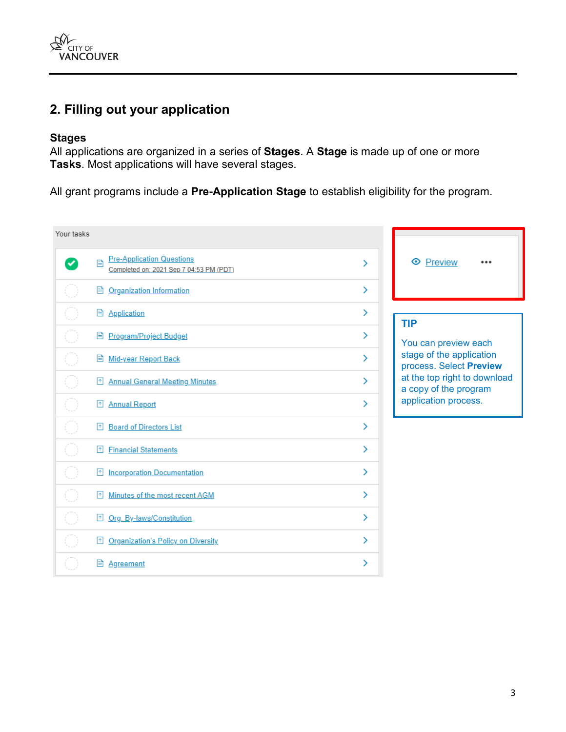## 2. Filling out your application

### Stages

All applications are organized in a series of **Stages**. A **Stage** is made up of one or more **Tasks**. Most applications will have several stages.

All grant programs include a **Pre-Application Stage** to establish eligibility for the program.

Your tasks

- Pre-Application Questions
  Completed on: 2021 Sep 7 04:53 PM (PDT)
- Organization Information
- Application
- Program/Project Budget
- Mid-year Report Back
- Annual General Meeting Minutes
- Annual Report
- Board of Directors List
- Financial Statements
- Incorporation Documentation
- Minutes of the most recent AGM
- Org. By-laws/Constitution
- Organization's Policy on Diversity
- Agreement

Preview •••

**TIP**

You can preview each stage of the application process. Select **Preview** at the top right to download a copy of the program application process.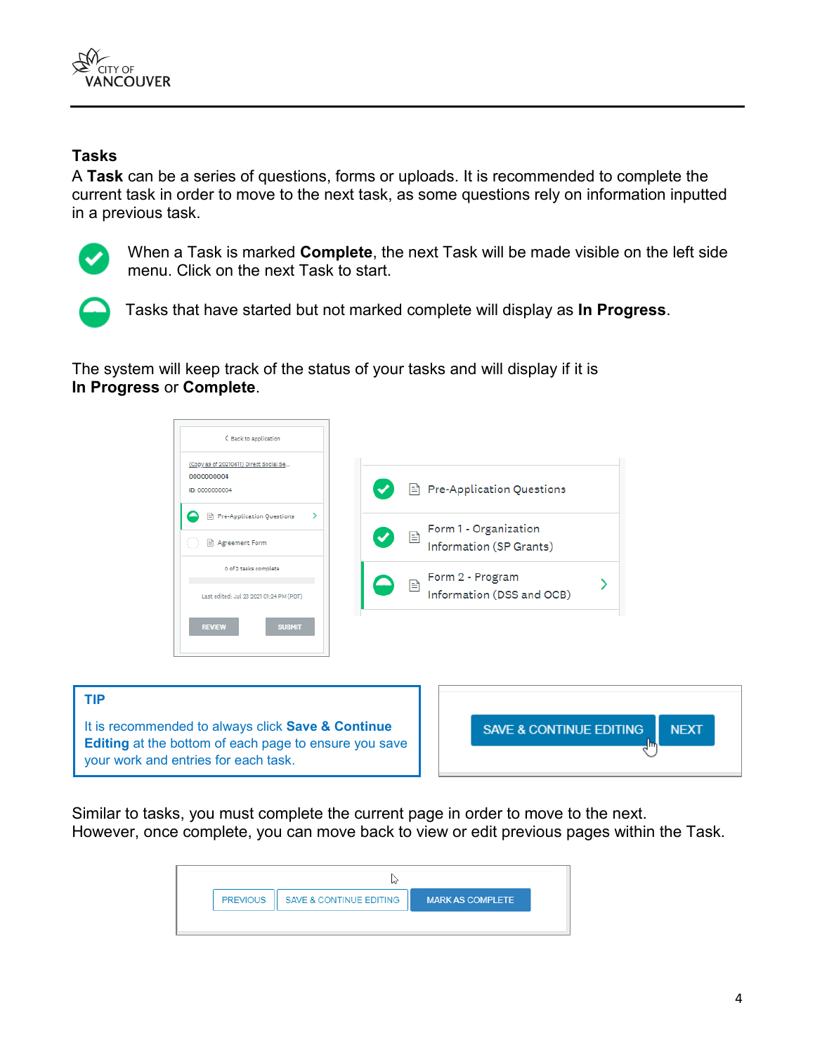## Tasks

A **Task** can be a series of questions, forms or uploads. It is recommended to complete the current task in order to move to the next task, as some questions rely on information inputted in a previous task.

When a Task is marked **Complete**, the next Task will be made visible on the left side menu. Click on the next Task to start.

Tasks that have started but not marked complete will display as **In Progress**.

The system will keep track of the status of your tasks and will display if it is **In Progress** or **Complete**.

**TIP**

It is recommended to always click **Save & Continue Editing** at the bottom of each page to ensure you save your work and entries for each task.

Similar to tasks, you must complete the current page in order to move to the next. However, once complete, you can move back to view or edit previous pages within the Task.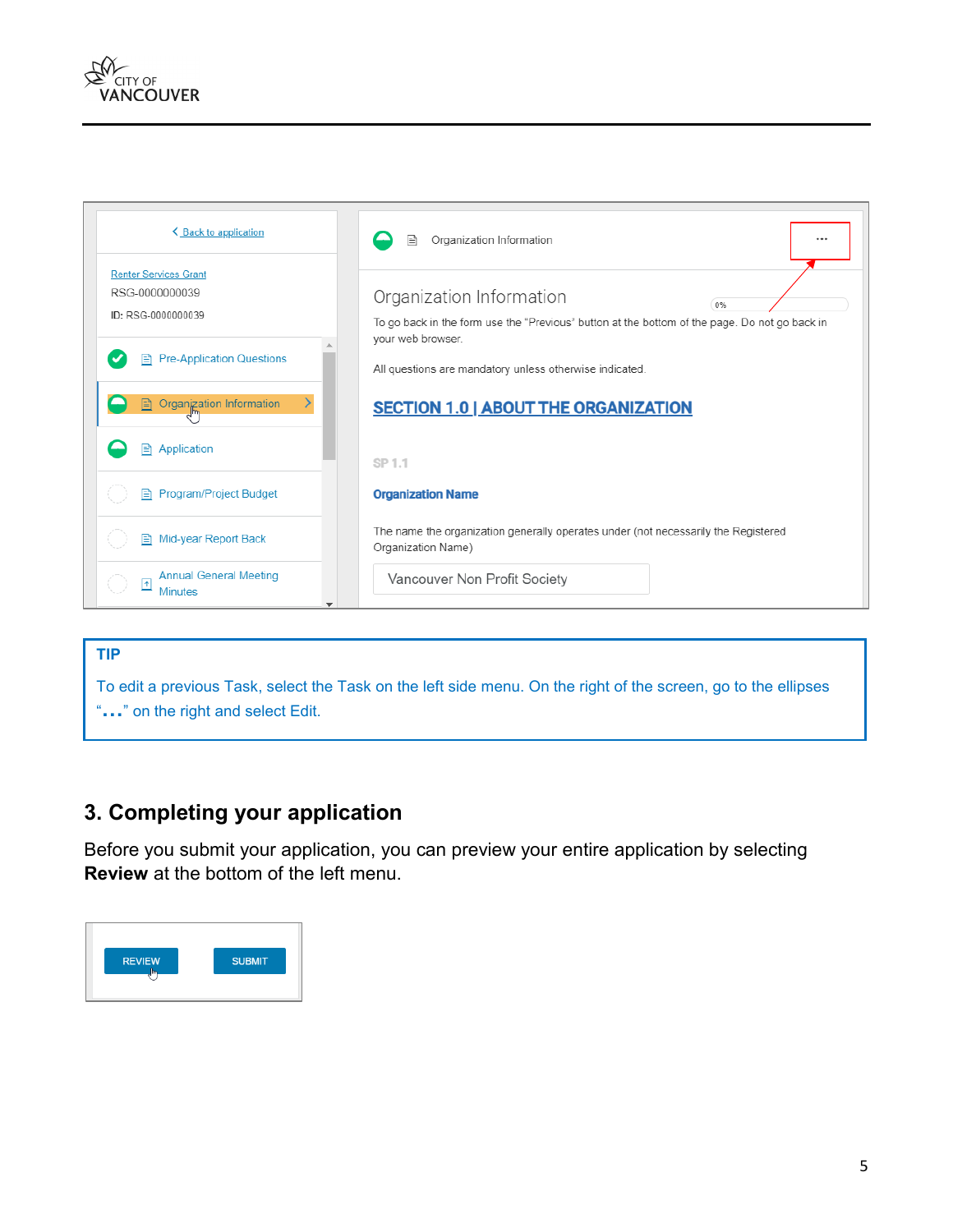**TIP**

To edit a previous Task, select the Task on the left side menu. On the right of the screen, go to the ellipses "**…**" on the right and select Edit.

## 3. Completing your application

Before you submit your application, you can preview your entire application by selecting **Review** at the bottom of the left menu.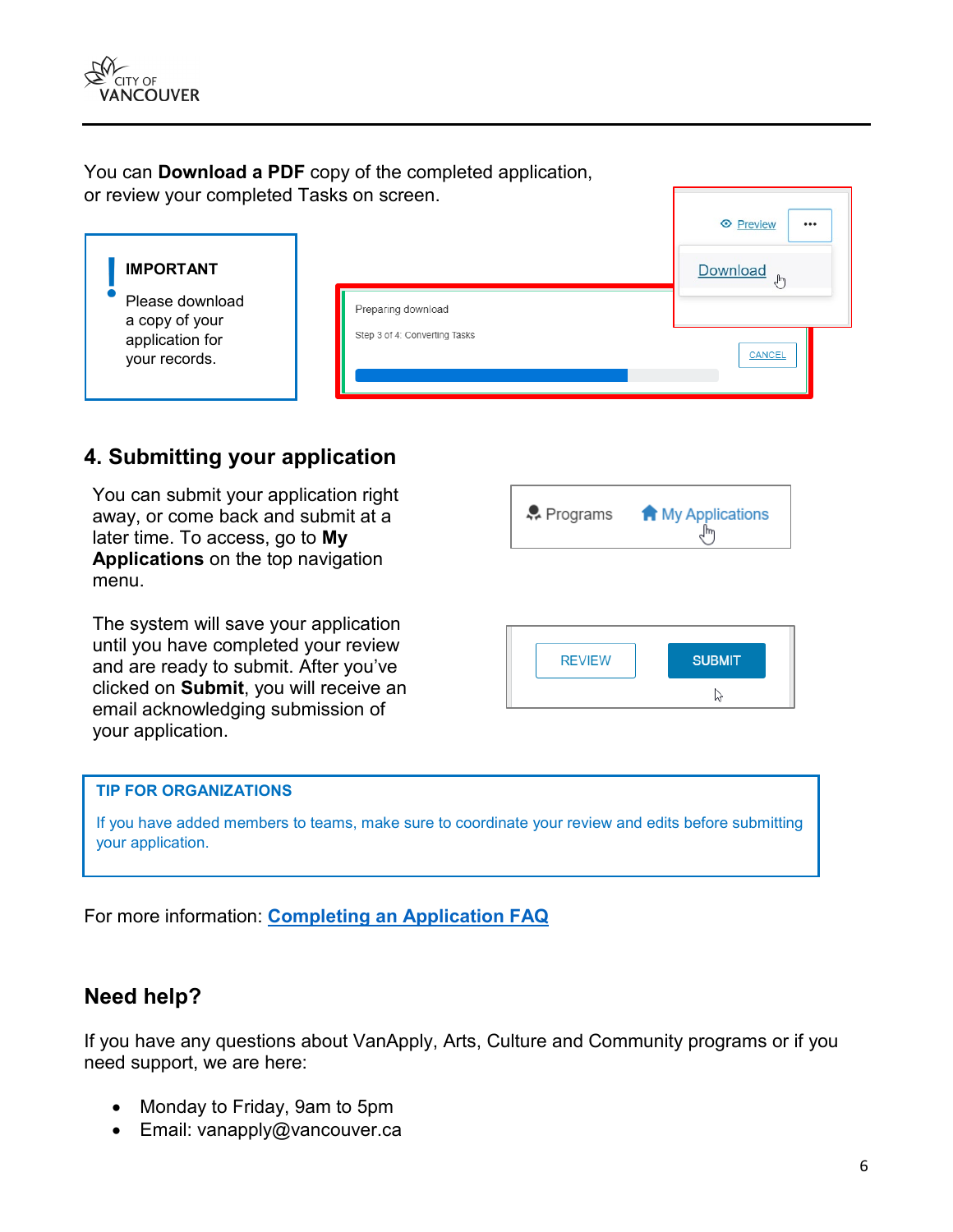You can **Download a PDF** copy of the completed application, or review your completed Tasks on screen.

**IMPORTANT**

Please download a copy of your application for your records.

## 4. Submitting your application

You can submit your application right away, or come back and submit at a later time. To access, go to **My Applications** on the top navigation menu.

The system will save your application until you have completed your review and are ready to submit. After you've clicked on **Submit**, you will receive an email acknowledging submission of your application.

**TIP FOR ORGANIZATIONS**

If you have added members to teams, make sure to coordinate your review and edits before submitting your application.

For more information: **Completing an Application FAQ**

## Need help?

If you have any questions about VanApply, Arts, Culture and Community programs or if you need support, we are here:

- Monday to Friday, 9am to 5pm
- Email: vanapply@vancouver.ca